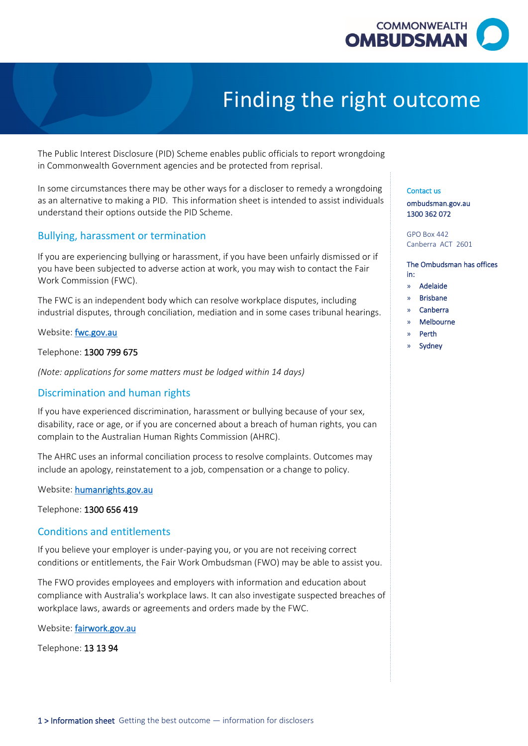# Finding the right outcome

The Public Interest Disclosure (PID) Scheme enables public officials to report wrongdoing in Commonwealth Government agencies and be protected from reprisal.

In some circumstances there may be other ways for a discloser to remedy a wrongdoing as an alternative to making a PID. This information sheet is intended to assist individuals understand their options outside the PID Scheme.

## Bullying, harassment or termination

If you are experiencing bullying or harassment, if you have been unfairly dismissed or if you have been subjected to adverse action at work, you may wish to contact the Fair Work Commission (FWC).

The FWC is an independent body which can resolve workplace disputes, including industrial disputes, through conciliation, mediation and in some cases tribunal hearings.

Website: fwc.gov.au

Telephone: 1300 799 675

*(Note: applications for some matters must be lodged within 14 days)*

## Discrimination and human rights

If you have experienced discrimination, harassment or bullying because of your sex, disability, race or age, or if you are concerned about a breach of human rights, you can complain to the Australian Human Rights Commission (AHRC).

The AHRC uses an informal conciliation process to resolve complaints. Outcomes may include an apology, reinstatement to a job, compensation or a change to policy.

Website: humanrights.gov.au

Telephone: 1300 656 419

## Conditions and entitlements

If you believe your employer is under-paying you, or you are not receiving correct conditions or entitlements, the Fair Work Ombudsman (FWO) may be able to assist you.

The FWO provides employees and employers with information and education about compliance with Australia's workplace laws. It can also investigate suspected breaches of workplace laws, awards or agreements and orders made by the FWC.

Website: fairwork.gov.au

Telephone: 13 13 94

Contact us

ombudsman.gov.au
1300 362 072

GPO Box 442
Canberra ACT 2601

The Ombudsman has offices in:

- Adelaide
- Brisbane
- Canberra
- Melbourne
- Perth
- Sydney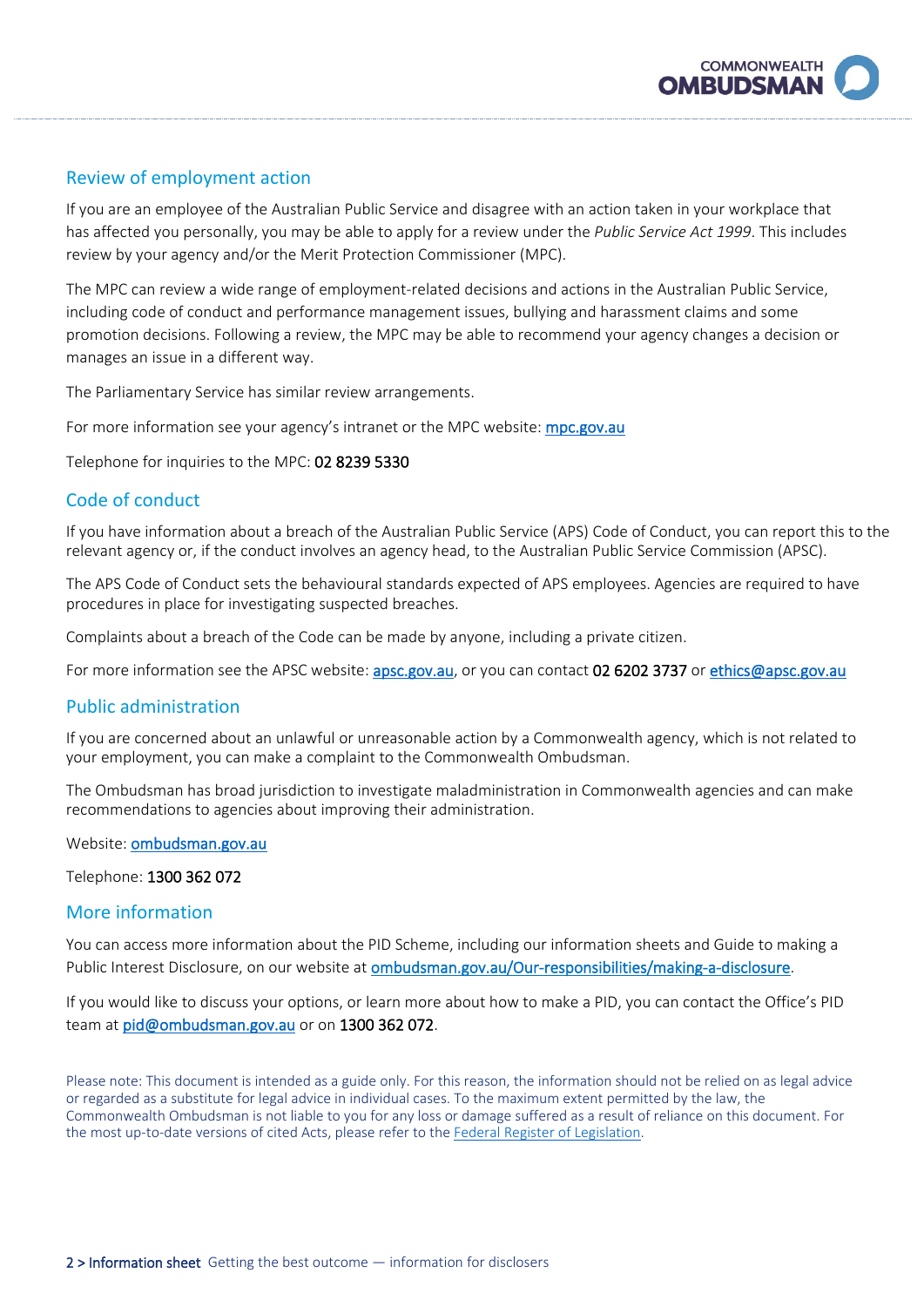## Review of employment action

If you are an employee of the Australian Public Service and disagree with an action taken in your workplace that has affected you personally, you may be able to apply for a review under the *Public Service Act 1999*. This includes review by your agency and/or the Merit Protection Commissioner (MPC).

The MPC can review a wide range of employment-related decisions and actions in the Australian Public Service, including code of conduct and performance management issues, bullying and harassment claims and some promotion decisions. Following a review, the MPC may be able to recommend your agency changes a decision or manages an issue in a different way.

The Parliamentary Service has similar review arrangements.

For more information see your agency's intranet or the MPC website: [mpc.gov.au](mpc.gov.au)

Telephone for inquiries to the MPC: 02 8239 5330

## Code of conduct

If you have information about a breach of the Australian Public Service (APS) Code of Conduct, you can report this to the relevant agency or, if the conduct involves an agency head, to the Australian Public Service Commission (APSC).

The APS Code of Conduct sets the behavioural standards expected of APS employees. Agencies are required to have procedures in place for investigating suspected breaches.

Complaints about a breach of the Code can be made by anyone, including a private citizen.

For more information see the APSC website: [apsc.gov.au](apsc.gov.au), or you can contact 02 6202 3737 or [ethics@apsc.gov.au](mailto:ethics@apsc.gov.au)

## Public administration

If you are concerned about an unlawful or unreasonable action by a Commonwealth agency, which is not related to your employment, you can make a complaint to the Commonwealth Ombudsman.

The Ombudsman has broad jurisdiction to investigate maladministration in Commonwealth agencies and can make recommendations to agencies about improving their administration.

Website: [ombudsman.gov.au](ombudsman.gov.au)

Telephone: 1300 362 072

## More information

You can access more information about the PID Scheme, including our information sheets and Guide to making a Public Interest Disclosure, on our website at [ombudsman.gov.au/Our-responsibilities/making-a-disclosure](ombudsman.gov.au/Our-responsibilities/making-a-disclosure).

If you would like to discuss your options, or learn more about how to make a PID, you can contact the Office's PID team at [pid@ombudsman.gov.au](mailto:pid@ombudsman.gov.au) or on 1300 362 072.

Please note: This document is intended as a guide only. For this reason, the information should not be relied on as legal advice or regarded as a substitute for legal advice in individual cases. To the maximum extent permitted by the law, the Commonwealth Ombudsman is not liable to you for any loss or damage suffered as a result of reliance on this document. For the most up-to-date versions of cited Acts, please refer to the Federal Register of Legislation.